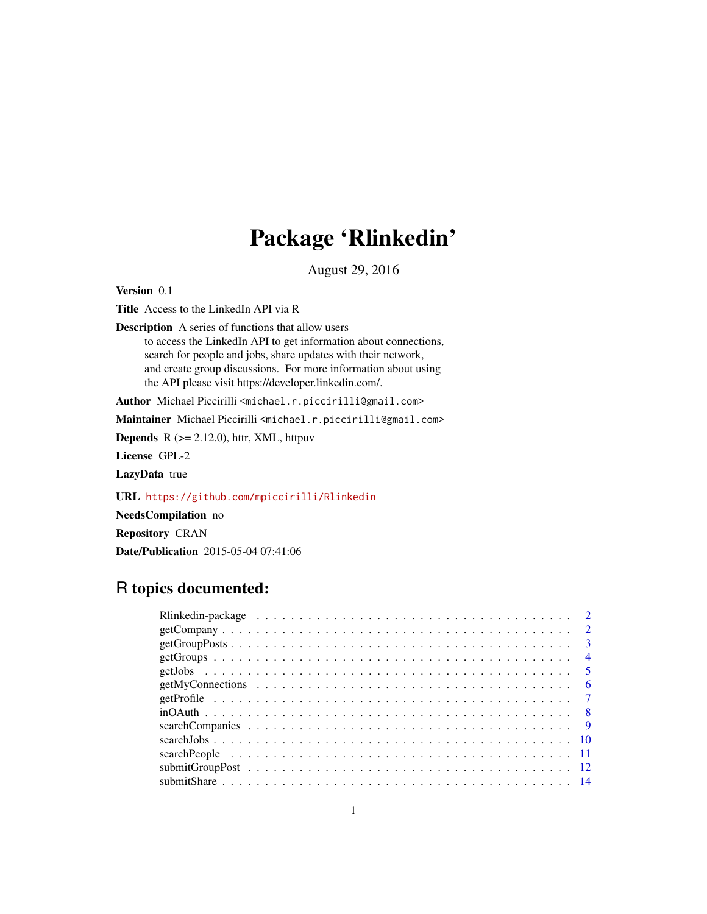# Package 'Rlinkedin'

August 29, 2016

**Version** 0.1

**Title** Access to the LinkedIn API via R

**Description** A series of functions that allow users
to access the LinkedIn API to get information about connections,
search for people and jobs, share updates with their network,
and create group discussions. For more information about using
the API please visit https://developer.linkedin.com/.

**Author** Michael Piccirilli <michael.r.piccirilli@gmail.com>

**Maintainer** Michael Piccirilli <michael.r.piccirilli@gmail.com>

**Depends** R (>= 2.12.0), httr, XML, httpuv

**License** GPL-2

**LazyData** true

**URL** https://github.com/mpiccirilli/Rlinkedin

**NeedsCompilation** no

**Repository** CRAN

**Date/Publication** 2015-05-04 07:41:06

## R topics documented:

| | |
|---|---|
| Rlinkedin-package | 2 |
| getCompany | 2 |
| getGroupPosts | 3 |
| getGroups | 4 |
| getJobs | 5 |
| getMyConnections | 6 |
| getProfile | 7 |
| inOAuth | 8 |
| searchCompanies | 9 |
| searchJobs | 10 |
| searchPeople | 11 |
| submitGroupPost | 12 |
| submitShare | 14 |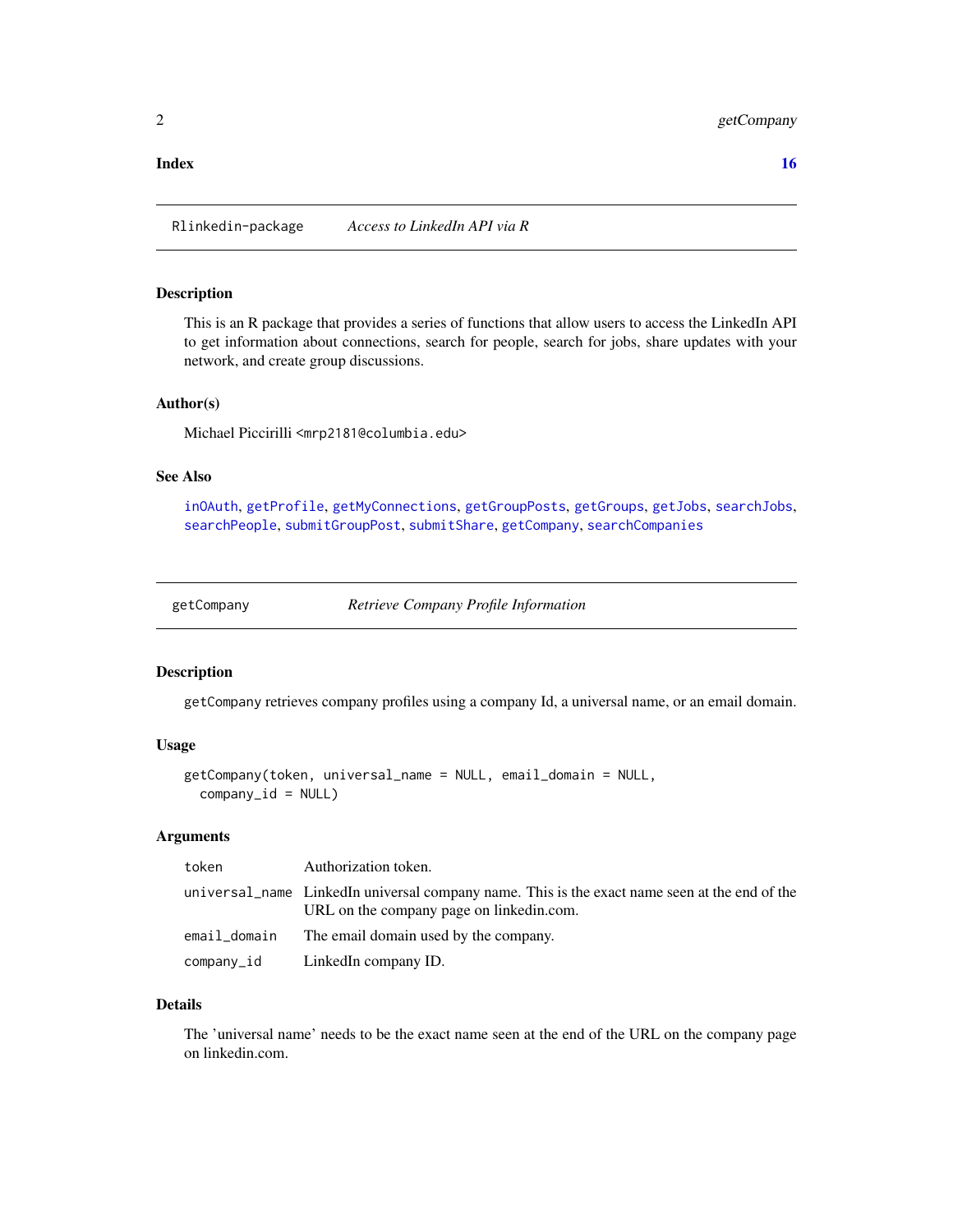**Index** **16**

---

## Rlinkedin-package — *Access to LinkedIn API via R*

### Description

This is an R package that provides a series of functions that allow users to access the LinkedIn API to get information about connections, search for people, search for jobs, share updates with your network, and create group discussions.

### Author(s)

Michael Piccirilli <mrp2181@columbia.edu>

### See Also

`inOAuth`, `getProfile`, `getMyConnections`, `getGroupPosts`, `getGroups`, `getJobs`, `searchJobs`, `searchPeople`, `submitGroupPost`, `submitShare`, `getCompany`, `searchCompanies`

---

## getCompany — *Retrieve Company Profile Information*

### Description

`getCompany` retrieves company profiles using a company Id, a universal name, or an email domain.

### Usage

```
getCompany(token, universal_name = NULL, email_domain = NULL,
  company_id = NULL)
```

### Arguments

| | |
|---|---|
| `token` | Authorization token. |
| `universal_name` | LinkedIn universal company name. This is the exact name seen at the end of the URL on the company page on linkedin.com. |
| `email_domain` | The email domain used by the company. |
| `company_id` | LinkedIn company ID. |

### Details

The 'universal name' needs to be the exact name seen at the end of the URL on the company page on linkedin.com.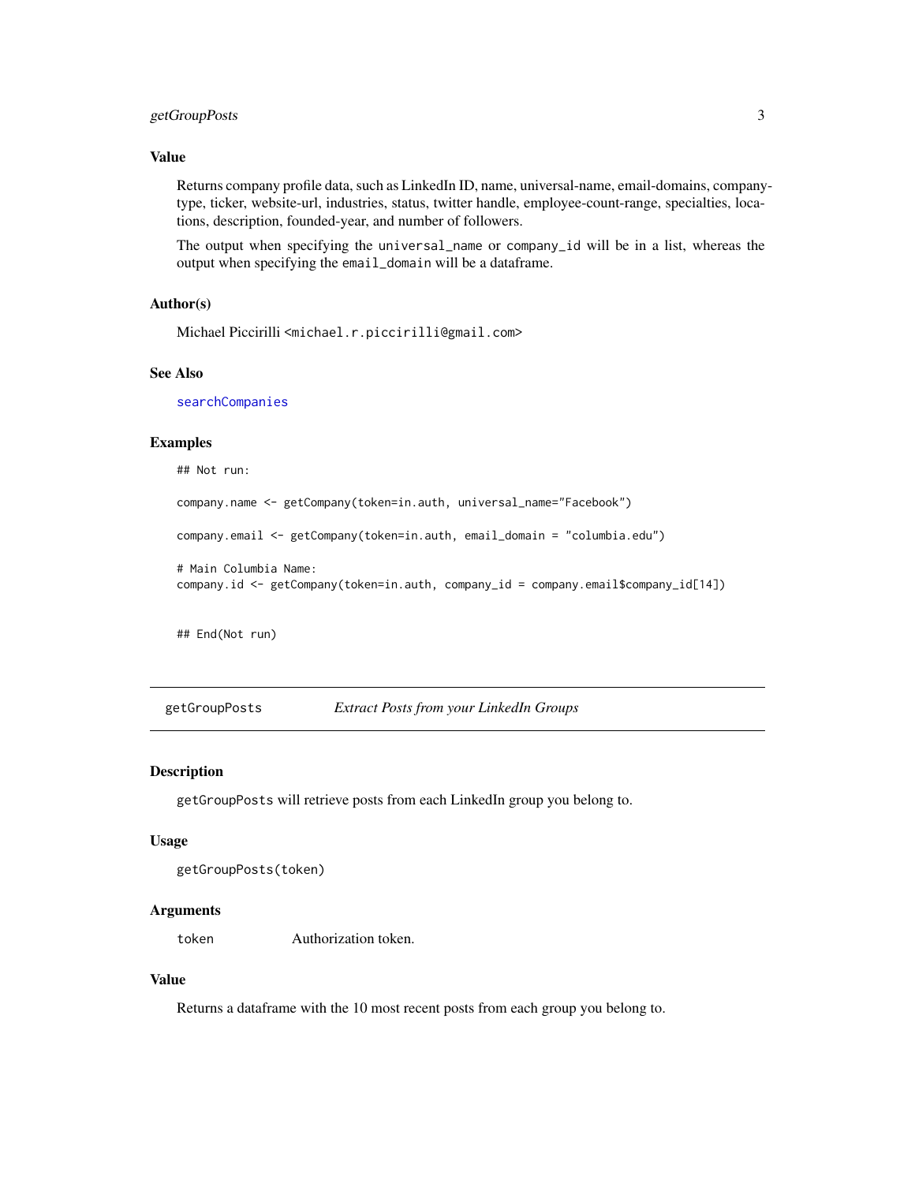### Value

Returns company profile data, such as LinkedIn ID, name, universal-name, email-domains, company-type, ticker, website-url, industries, status, twitter handle, employee-count-range, specialties, locations, description, founded-year, and number of followers.

The output when specifying the `universal_name` or `company_id` will be in a list, whereas the output when specifying the `email_domain` will be a dataframe.

### Author(s)

Michael Piccirilli <michael.r.piccirilli@gmail.com>

### See Also

searchCompanies

### Examples

```
## Not run:

company.name <- getCompany(token=in.auth, universal_name="Facebook")

company.email <- getCompany(token=in.auth, email_domain = "columbia.edu")

# Main Columbia Name:
company.id <- getCompany(token=in.auth, company_id = company.email$company_id[14])


## End(Not run)
```

---

## getGroupPosts — *Extract Posts from your LinkedIn Groups*

### Description

`getGroupPosts` will retrieve posts from each LinkedIn group you belong to.

### Usage

```
getGroupPosts(token)
```

### Arguments

| | |
|---|---|
| `token` | Authorization token. |

### Value

Returns a dataframe with the 10 most recent posts from each group you belong to.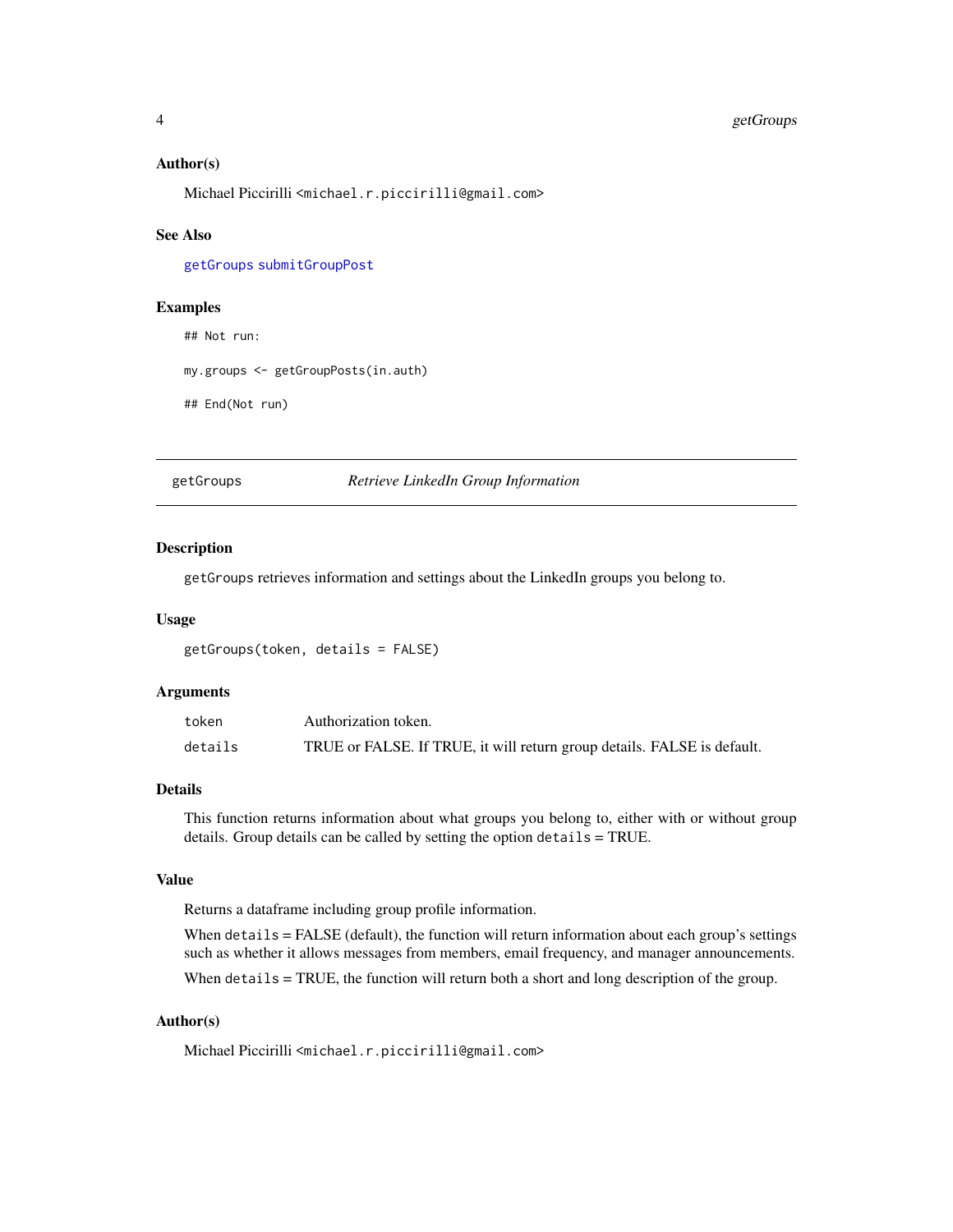### Author(s)

Michael Piccirilli <michael.r.piccirilli@gmail.com>

### See Also

getGroups submitGroupPost

### Examples

```
## Not run:

my.groups <- getGroupPosts(in.auth)

## End(Not run)
```

---

## getGroups — *Retrieve LinkedIn Group Information*

---

### Description

getGroups retrieves information and settings about the LinkedIn groups you belong to.

### Usage

```
getGroups(token, details = FALSE)
```

### Arguments

| | |
|---|---|
| token | Authorization token. |
| details | TRUE or FALSE. If TRUE, it will return group details. FALSE is default. |

### Details

This function returns information about what groups you belong to, either with or without group details. Group details can be called by setting the option details = TRUE.

### Value

Returns a dataframe including group profile information.

When details = FALSE (default), the function will return information about each group's settings such as whether it allows messages from members, email frequency, and manager announcements.

When details = TRUE, the function will return both a short and long description of the group.

### Author(s)

Michael Piccirilli <michael.r.piccirilli@gmail.com>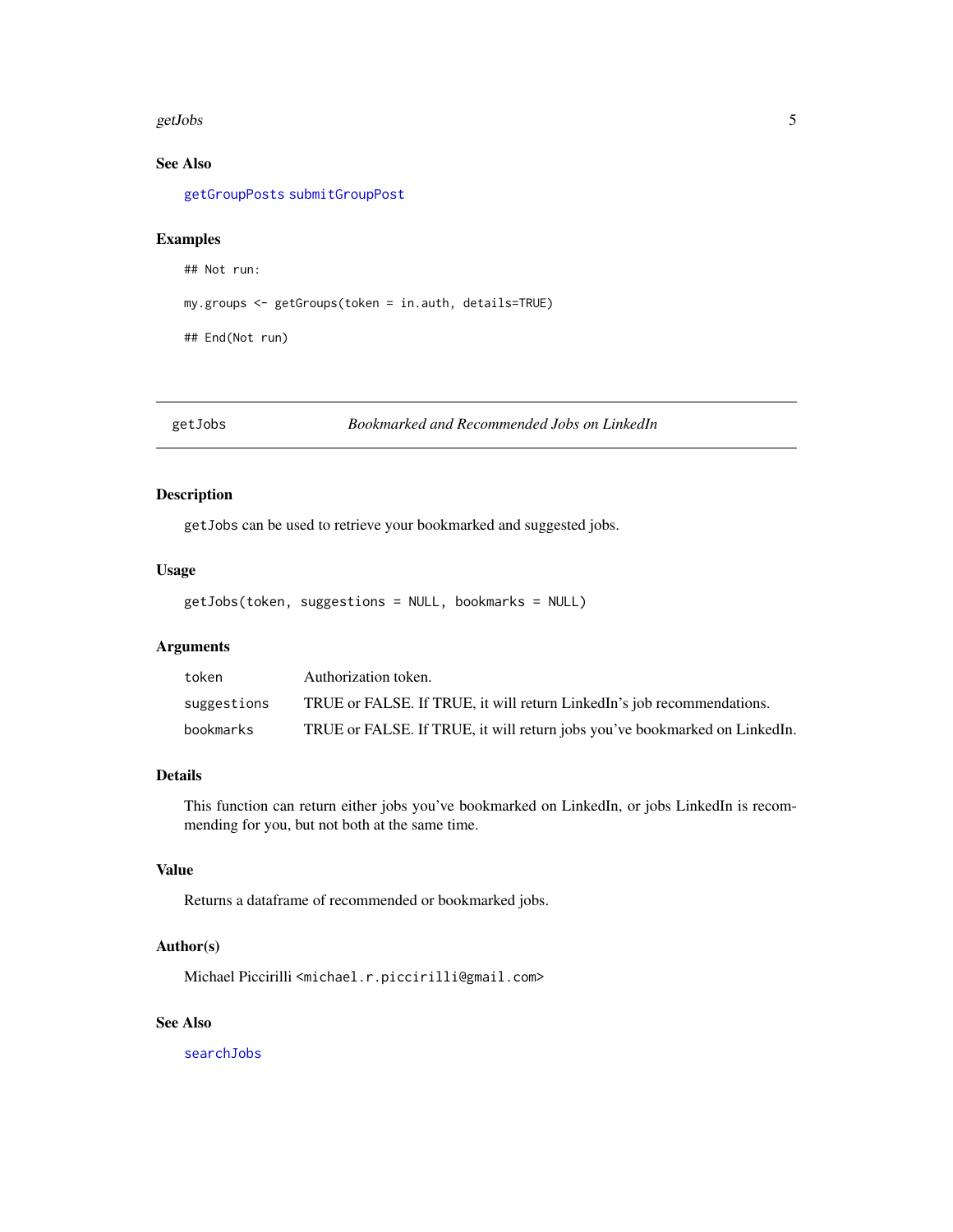### See Also

getGroupPosts submitGroupPost

### Examples

```
## Not run:

my.groups <- getGroups(token = in.auth, details=TRUE)

## End(Not run)
```

---

## getJobs — *Bookmarked and Recommended Jobs on LinkedIn*

---

### Description

getJobs can be used to retrieve your bookmarked and suggested jobs.

### Usage

```
getJobs(token, suggestions = NULL, bookmarks = NULL)
```

### Arguments

| | |
|---|---|
| token | Authorization token. |
| suggestions | TRUE or FALSE. If TRUE, it will return LinkedIn's job recommendations. |
| bookmarks | TRUE or FALSE. If TRUE, it will return jobs you've bookmarked on LinkedIn. |

### Details

This function can return either jobs you've bookmarked on LinkedIn, or jobs LinkedIn is recommending for you, but not both at the same time.

### Value

Returns a dataframe of recommended or bookmarked jobs.

### Author(s)

Michael Piccirilli <michael.r.piccirilli@gmail.com>

### See Also

searchJobs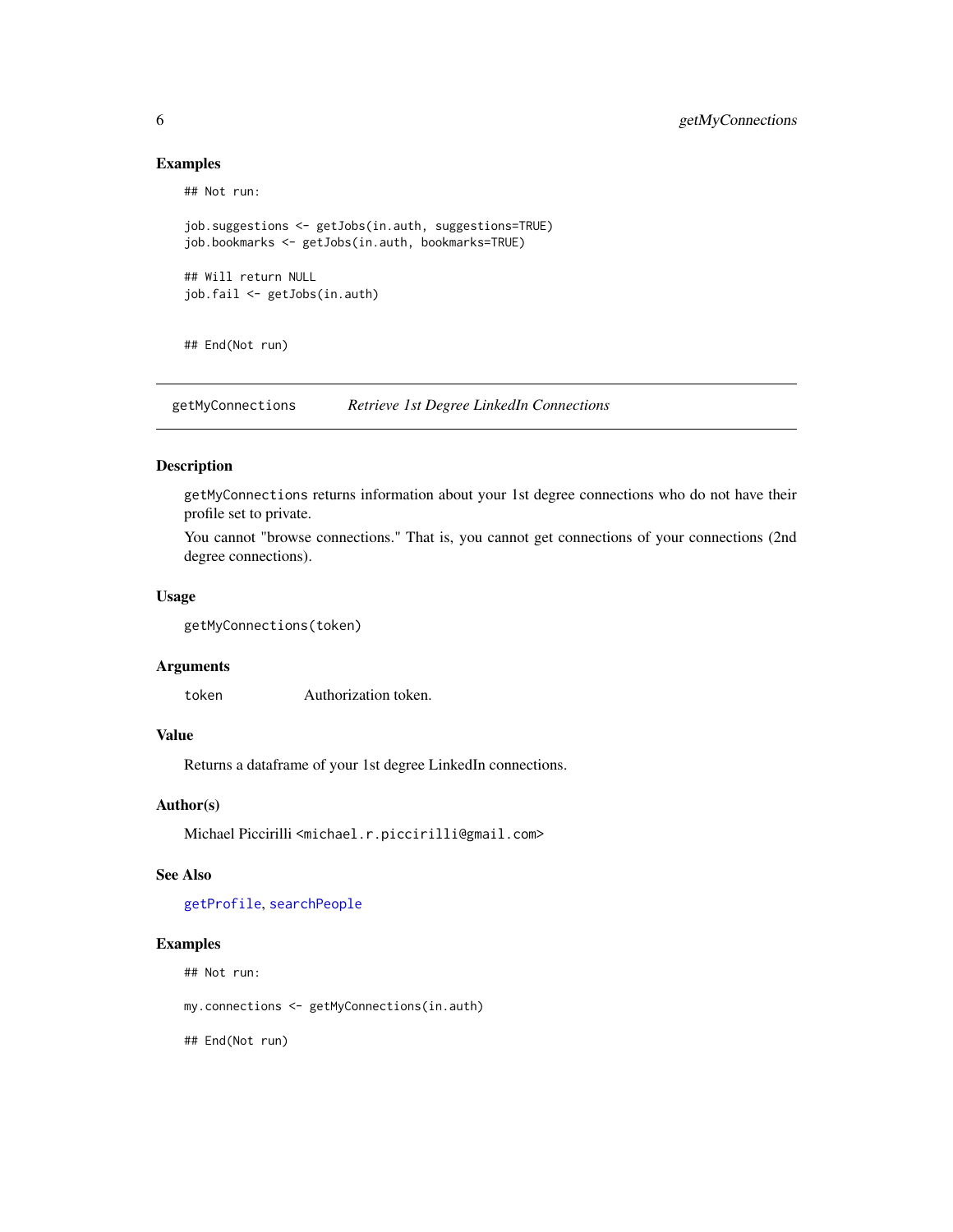### Examples

```
## Not run:

job.suggestions <- getJobs(in.auth, suggestions=TRUE)
job.bookmarks <- getJobs(in.auth, bookmarks=TRUE)

## Will return NULL
job.fail <- getJobs(in.auth)


## End(Not run)
```

---

## getMyConnections — *Retrieve 1st Degree LinkedIn Connections*

---

### Description

`getMyConnections` returns information about your 1st degree connections who do not have their profile set to private.

You cannot "browse connections." That is, you cannot get connections of your connections (2nd degree connections).

### Usage

```
getMyConnections(token)
```

### Arguments

| | |
|---|---|
| `token` | Authorization token. |

### Value

Returns a dataframe of your 1st degree LinkedIn connections.

### Author(s)

Michael Piccirilli <michael.r.piccirilli@gmail.com>

### See Also

getProfile, searchPeople

### Examples

```
## Not run:

my.connections <- getMyConnections(in.auth)

## End(Not run)
```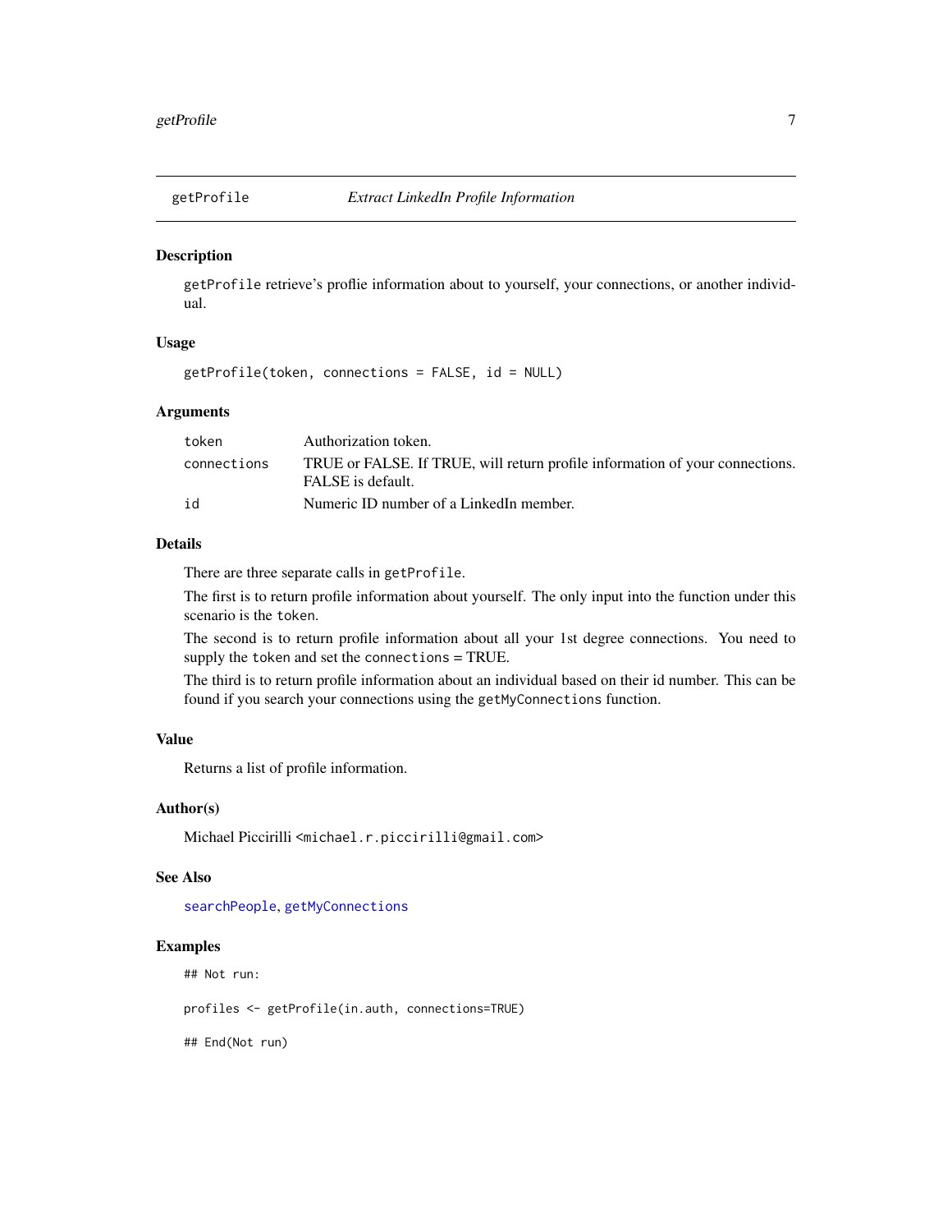## getProfile — *Extract LinkedIn Profile Information*

### Description

getProfile retrieve's proflie information about to yourself, your connections, or another individual.

### Usage

```
getProfile(token, connections = FALSE, id = NULL)
```

### Arguments

| | |
|---|---|
| token | Authorization token. |
| connections | TRUE or FALSE. If TRUE, will return profile information of your connections. FALSE is default. |
| id | Numeric ID number of a LinkedIn member. |

### Details

There are three separate calls in getProfile.

The first is to return profile information about yourself. The only input into the function under this scenario is the token.

The second is to return profile information about all your 1st degree connections. You need to supply the token and set the connections = TRUE.

The third is to return profile information about an individual based on their id number. This can be found if you search your connections using the getMyConnections function.

### Value

Returns a list of profile information.

### Author(s)

Michael Piccirilli <michael.r.piccirilli@gmail.com>

### See Also

searchPeople, getMyConnections

### Examples

```
## Not run:

profiles <- getProfile(in.auth, connections=TRUE)

## End(Not run)
```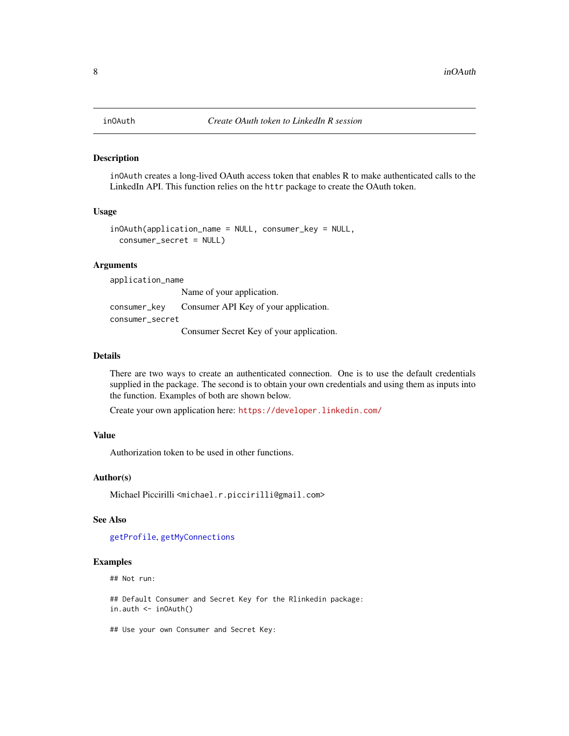# inOAuth — *Create OAuth token to LinkedIn R session*

## Description

`inOAuth` creates a long-lived OAuth access token that enables R to make authenticated calls to the LinkedIn API. This function relies on the `httr` package to create the OAuth token.

## Usage

```
inOAuth(application_name = NULL, consumer_key = NULL,
  consumer_secret = NULL)
```

## Arguments

| | |
|---|---|
| `application_name` | Name of your application. |
| `consumer_key` | Consumer API Key of your application. |
| `consumer_secret` | Consumer Secret Key of your application. |

## Details

There are two ways to create an authenticated connection. One is to use the default credentials supplied in the package. The second is to obtain your own credentials and using them as inputs into the function. Examples of both are shown below.

Create your own application here: https://developer.linkedin.com/

## Value

Authorization token to be used in other functions.

## Author(s)

Michael Piccirilli <michael.r.piccirilli@gmail.com>

## See Also

`getProfile`, `getMyConnections`

## Examples

```
## Not run:

## Default Consumer and Secret Key for the Rlinkedin package:
in.auth <- inOAuth()

## Use your own Consumer and Secret Key:
```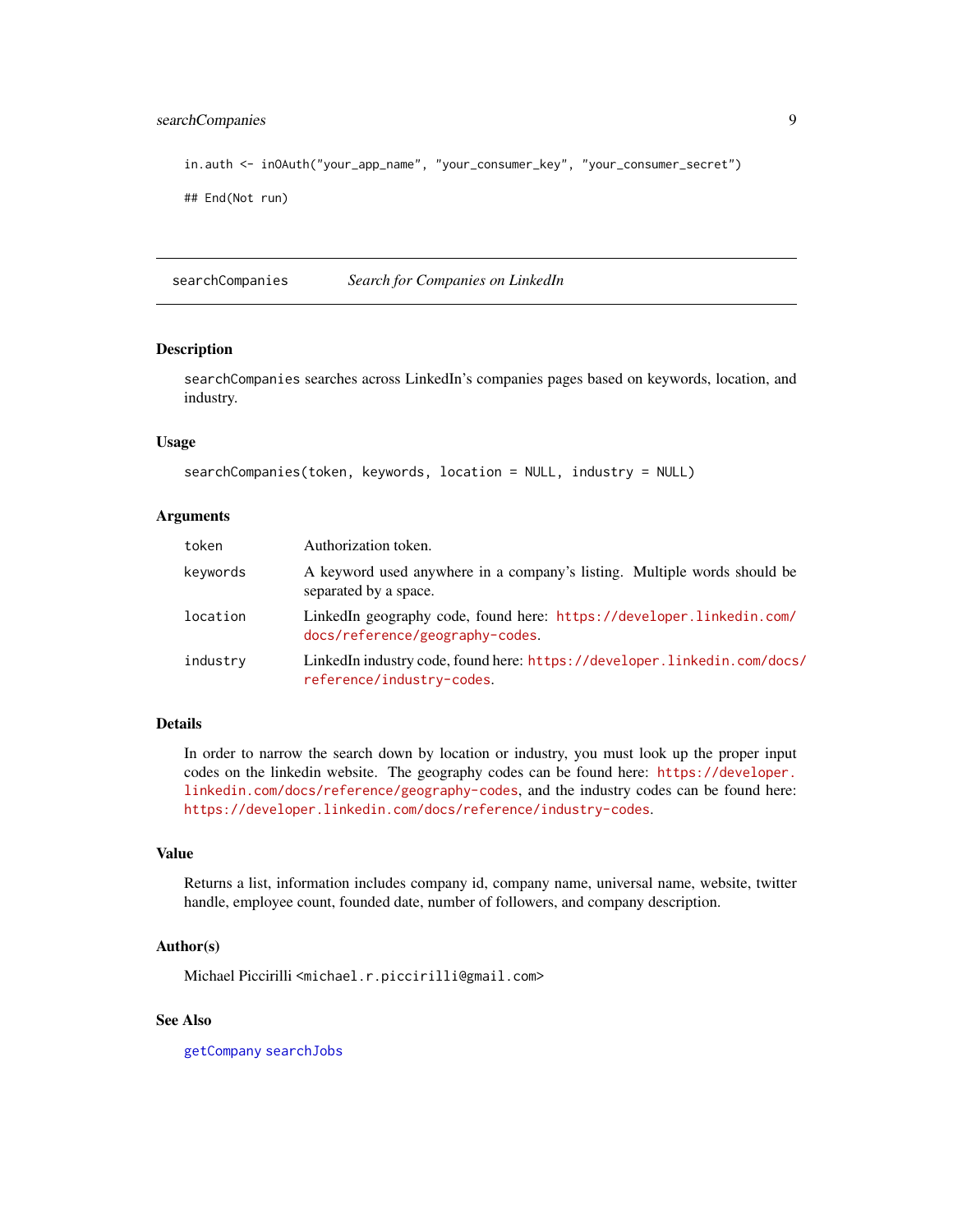```
in.auth <- inOAuth("your_app_name", "your_consumer_key", "your_consumer_secret")

## End(Not run)
```

---

## searchCompanies *Search for Companies on LinkedIn*

---

### Description

`searchCompanies` searches across LinkedIn's companies pages based on keywords, location, and industry.

### Usage

```
searchCompanies(token, keywords, location = NULL, industry = NULL)
```

### Arguments

| | |
|---|---|
| `token` | Authorization token. |
| `keywords` | A keyword used anywhere in a company's listing. Multiple words should be separated by a space. |
| `location` | LinkedIn geography code, found here: https://developer.linkedin.com/docs/reference/geography-codes. |
| `industry` | LinkedIn industry code, found here: https://developer.linkedin.com/docs/reference/industry-codes. |

### Details

In order to narrow the search down by location or industry, you must look up the proper input codes on the linkedin website. The geography codes can be found here: https://developer.linkedin.com/docs/reference/geography-codes, and the industry codes can be found here: https://developer.linkedin.com/docs/reference/industry-codes.

### Value

Returns a list, information includes company id, company name, universal name, website, twitter handle, employee count, founded date, number of followers, and company description.

### Author(s)

Michael Piccirilli <michael.r.piccirilli@gmail.com>

### See Also

`getCompany` `searchJobs`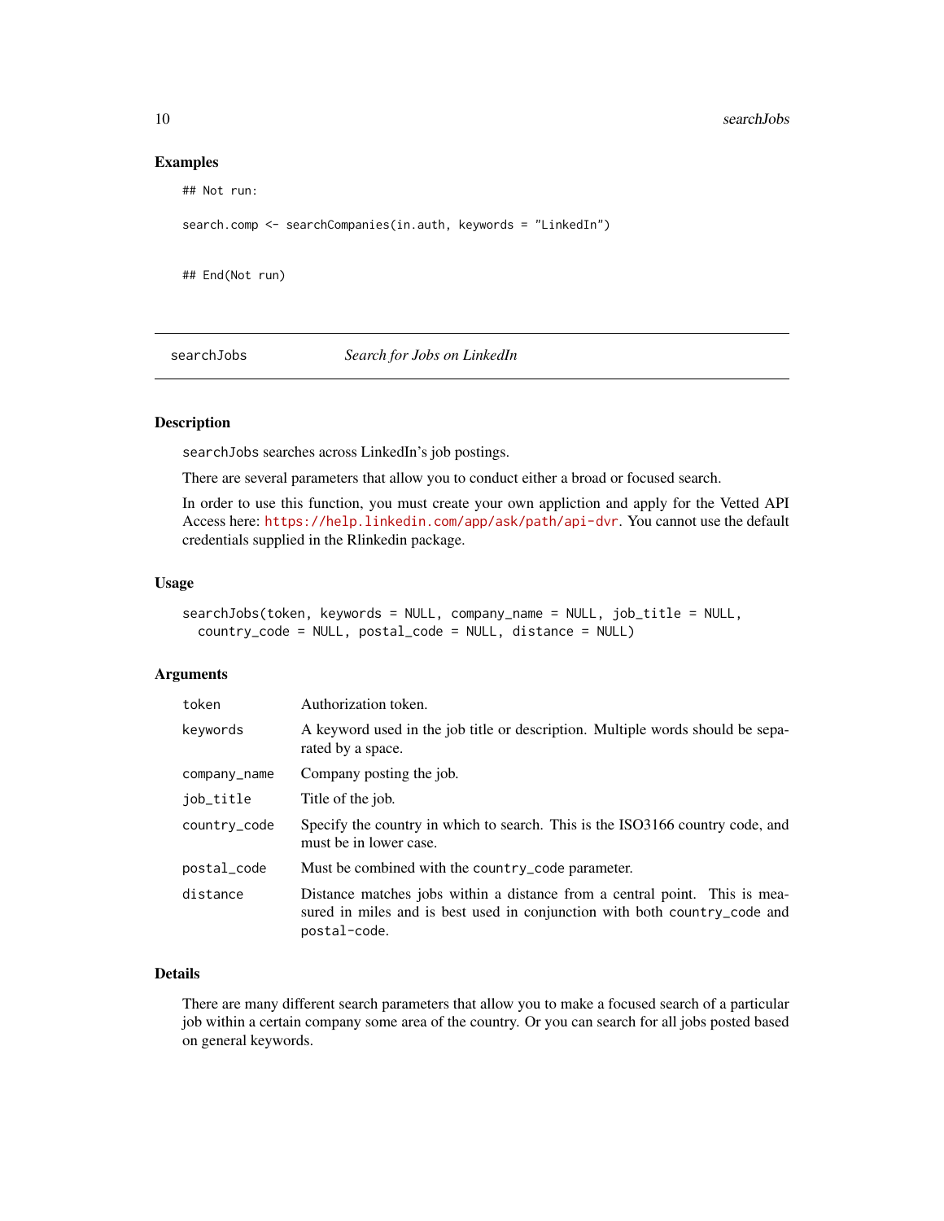### Examples

```
## Not run:

search.comp <- searchCompanies(in.auth, keywords = "LinkedIn")


## End(Not run)
```

---

## searchJobs — *Search for Jobs on LinkedIn*

---

### Description

`searchJobs` searches across LinkedIn's job postings.

There are several parameters that allow you to conduct either a broad or focused search.

In order to use this function, you must create your own appliction and apply for the Vetted API Access here: https://help.linkedin.com/app/ask/path/api-dvr. You cannot use the default credentials supplied in the Rlinkedin package.

### Usage

```
searchJobs(token, keywords = NULL, company_name = NULL, job_title = NULL,
  country_code = NULL, postal_code = NULL, distance = NULL)
```

### Arguments

| | |
|---|---|
| `token` | Authorization token. |
| `keywords` | A keyword used in the job title or description. Multiple words should be separated by a space. |
| `company_name` | Company posting the job. |
| `job_title` | Title of the job. |
| `country_code` | Specify the country in which to search. This is the ISO3166 country code, and must be in lower case. |
| `postal_code` | Must be combined with the `country_code` parameter. |
| `distance` | Distance matches jobs within a distance from a central point. This is measured in miles and is best used in conjunction with both `country_code` and `postal-code`. |

### Details

There are many different search parameters that allow you to make a focused search of a particular job within a certain company some area of the country. Or you can search for all jobs posted based on general keywords.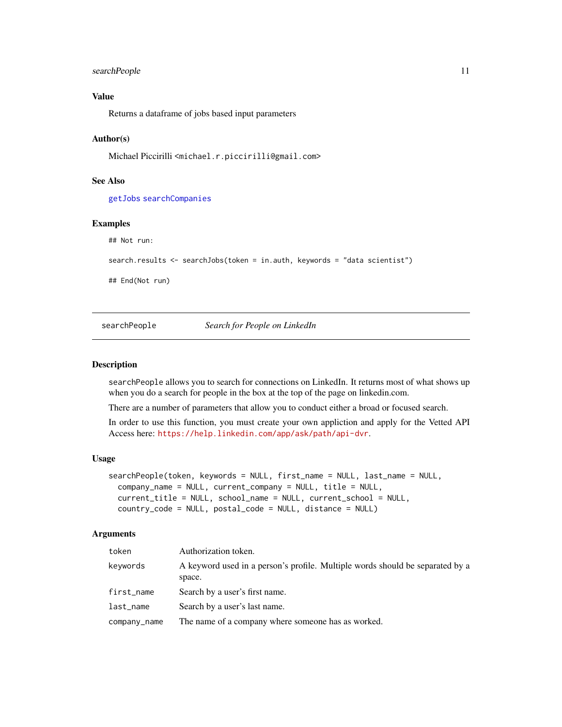### Value

Returns a dataframe of jobs based input parameters

### Author(s)

Michael Piccirilli <michael.r.piccirilli@gmail.com>

### See Also

getJobs searchCompanies

### Examples

```
## Not run:

search.results <- searchJobs(token = in.auth, keywords = "data scientist")

## End(Not run)
```

---

## searchPeople *Search for People on LinkedIn*

---

### Description

searchPeople allows you to search for connections on LinkedIn. It returns most of what shows up when you do a search for people in the box at the top of the page on linkedin.com.

There are a number of parameters that allow you to conduct either a broad or focused search.

In order to use this function, you must create your own appliction and apply for the Vetted API Access here: https://help.linkedin.com/app/ask/path/api-dvr.

### Usage

```
searchPeople(token, keywords = NULL, first_name = NULL, last_name = NULL,
  company_name = NULL, current_company = NULL, title = NULL,
  current_title = NULL, school_name = NULL, current_school = NULL,
  country_code = NULL, postal_code = NULL, distance = NULL)
```

### Arguments

| | |
|---|---|
| token | Authorization token. |
| keywords | A keyword used in a person's profile. Multiple words should be separated by a space. |
| first_name | Search by a user's first name. |
| last_name | Search by a user's last name. |
| company_name | The name of a company where someone has as worked. |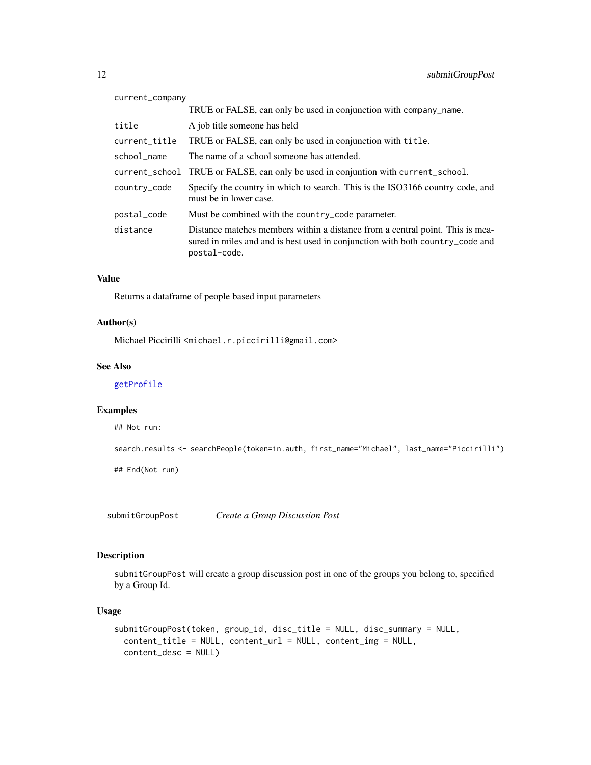| | |
|---|---|
| current_company | TRUE or FALSE, can only be used in conjunction with company_name. |
| title | A job title someone has held |
| current_title | TRUE or FALSE, can only be used in conjunction with title. |
| school_name | The name of a school someone has attended. |
| current_school | TRUE or FALSE, can only be used in conjuntion with current_school. |
| country_code | Specify the country in which to search. This is the ISO3166 country code, and must be in lower case. |
| postal_code | Must be combined with the country_code parameter. |
| distance | Distance matches members within a distance from a central point. This is measured in miles and and is best used in conjunction with both country_code and postal-code. |

### Value

Returns a dataframe of people based input parameters

### Author(s)

Michael Piccirilli <michael.r.piccirilli@gmail.com>

### See Also

getProfile

### Examples

```
## Not run:

search.results <- searchPeople(token=in.auth, first_name="Michael", last_name="Piccirilli")

## End(Not run)
```

---

## submitGroupPost *Create a Group Discussion Post*

---

### Description

submitGroupPost will create a group discussion post in one of the groups you belong to, specified by a Group Id.

### Usage

```
submitGroupPost(token, group_id, disc_title = NULL, disc_summary = NULL,
  content_title = NULL, content_url = NULL, content_img = NULL,
  content_desc = NULL)
```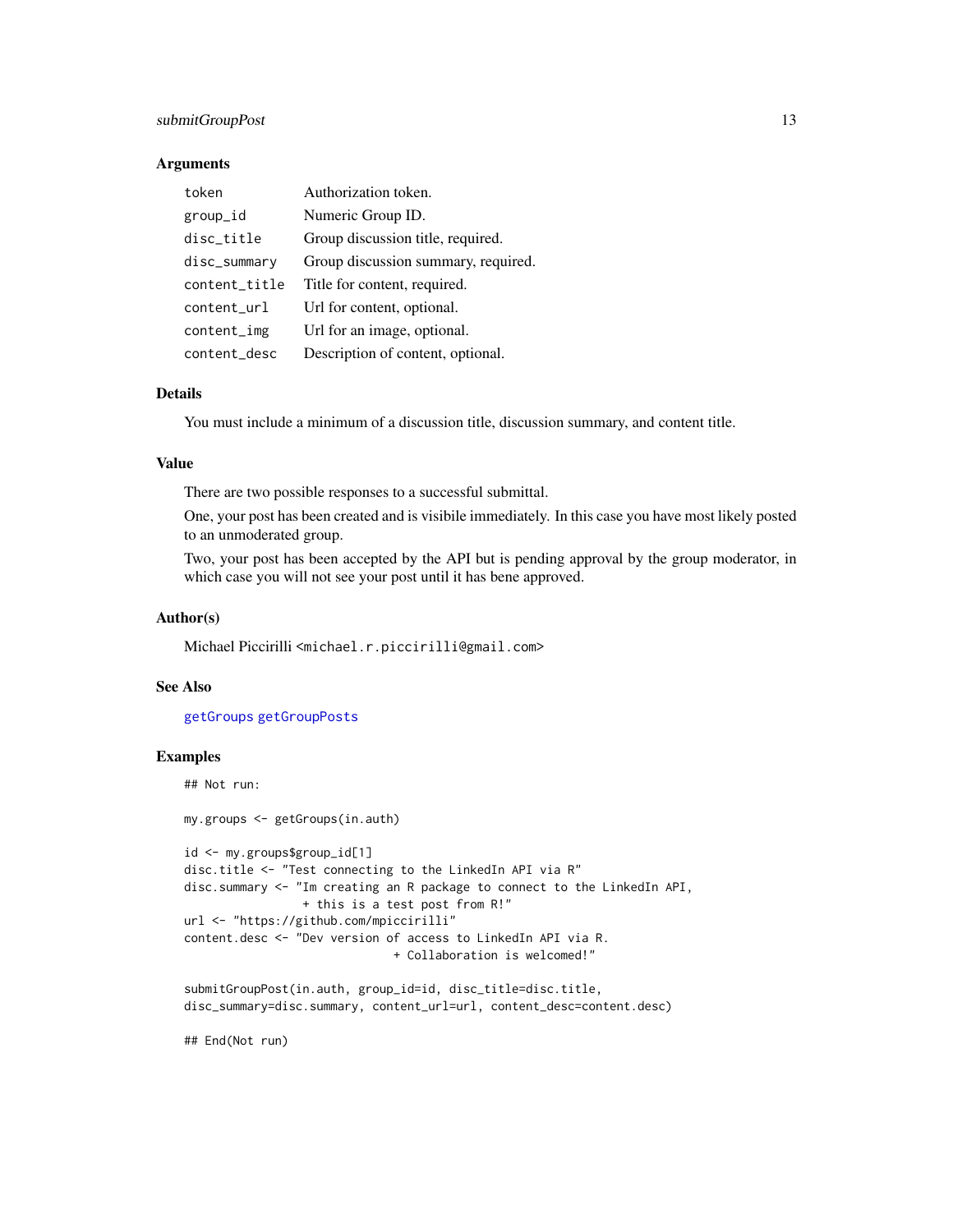### Arguments

| | |
|---|---|
| token | Authorization token. |
| group_id | Numeric Group ID. |
| disc_title | Group discussion title, required. |
| disc_summary | Group discussion summary, required. |
| content_title | Title for content, required. |
| content_url | Url for content, optional. |
| content_img | Url for an image, optional. |
| content_desc | Description of content, optional. |

### Details

You must include a minimum of a discussion title, discussion summary, and content title.

### Value

There are two possible responses to a successful submittal.

One, your post has been created and is visibile immediately. In this case you have most likely posted to an unmoderated group.

Two, your post has been accepted by the API but is pending approval by the group moderator, in which case you will not see your post until it has bene approved.

### Author(s)

Michael Piccirilli <michael.r.piccirilli@gmail.com>

### See Also

getGroups getGroupPosts

### Examples

```
## Not run:

my.groups <- getGroups(in.auth)

id <- my.groups$group_id[1]
disc.title <- "Test connecting to the LinkedIn API via R"
disc.summary <- "Im creating an R package to connect to the LinkedIn API,
                 + this is a test post from R!"
url <- "https://github.com/mpiccirilli"
content.desc <- "Dev version of access to LinkedIn API via R.
                              + Collaboration is welcomed!"

submitGroupPost(in.auth, group_id=id, disc_title=disc.title,
disc_summary=disc.summary, content_url=url, content_desc=content.desc)

## End(Not run)
```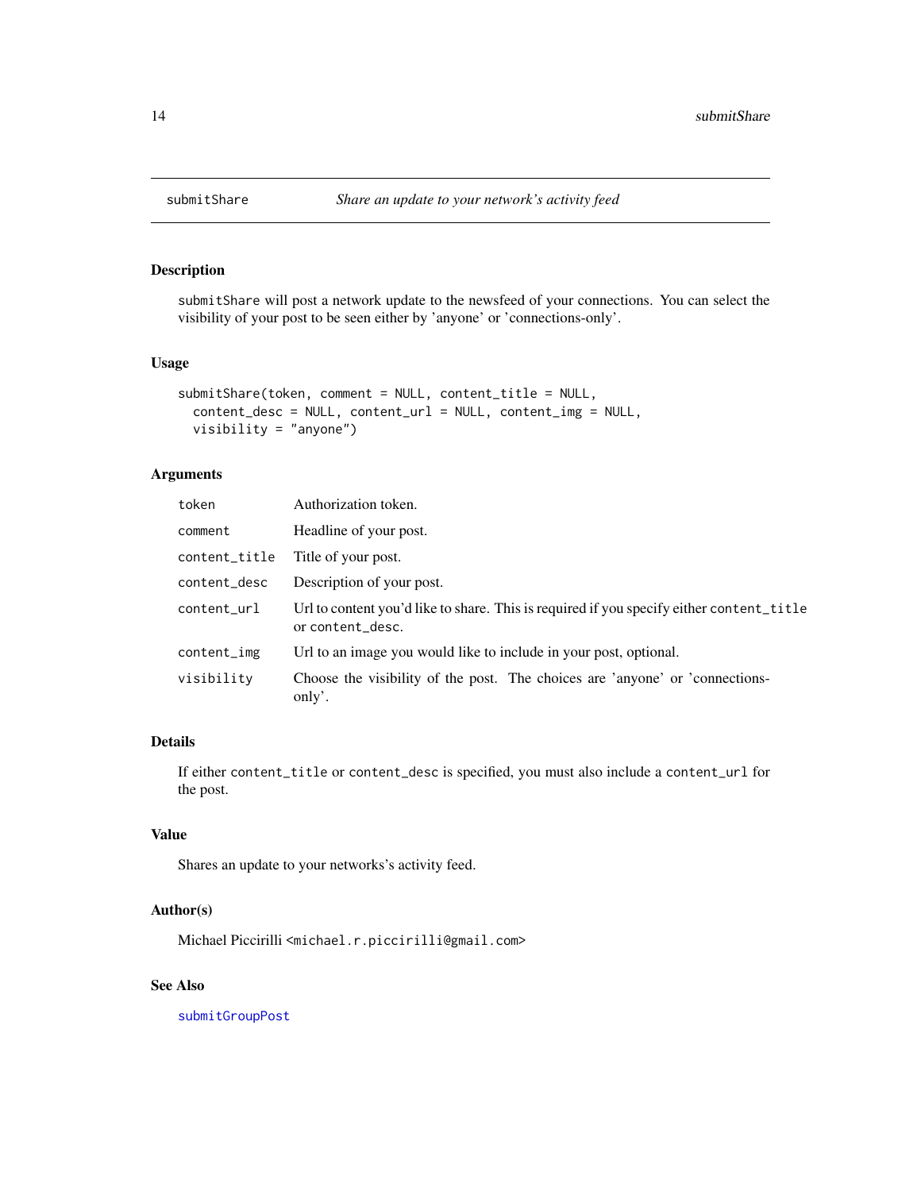# submitShare — *Share an update to your network's activity feed*

## Description

`submitShare` will post a network update to the newsfeed of your connections. You can select the visibility of your post to be seen either by 'anyone' or 'connections-only'.

## Usage

```
submitShare(token, comment = NULL, content_title = NULL,
  content_desc = NULL, content_url = NULL, content_img = NULL,
  visibility = "anyone")
```

## Arguments

| | |
|---|---|
| `token` | Authorization token. |
| `comment` | Headline of your post. |
| `content_title` | Title of your post. |
| `content_desc` | Description of your post. |
| `content_url` | Url to content you'd like to share. This is required if you specify either `content_title` or `content_desc`. |
| `content_img` | Url to an image you would like to include in your post, optional. |
| `visibility` | Choose the visibility of the post. The choices are 'anyone' or 'connections-only'. |

## Details

If either `content_title` or `content_desc` is specified, you must also include a `content_url` for the post.

## Value

Shares an update to your networks's activity feed.

## Author(s)

Michael Piccirilli <michael.r.piccirilli@gmail.com>

## See Also

`submitGroupPost`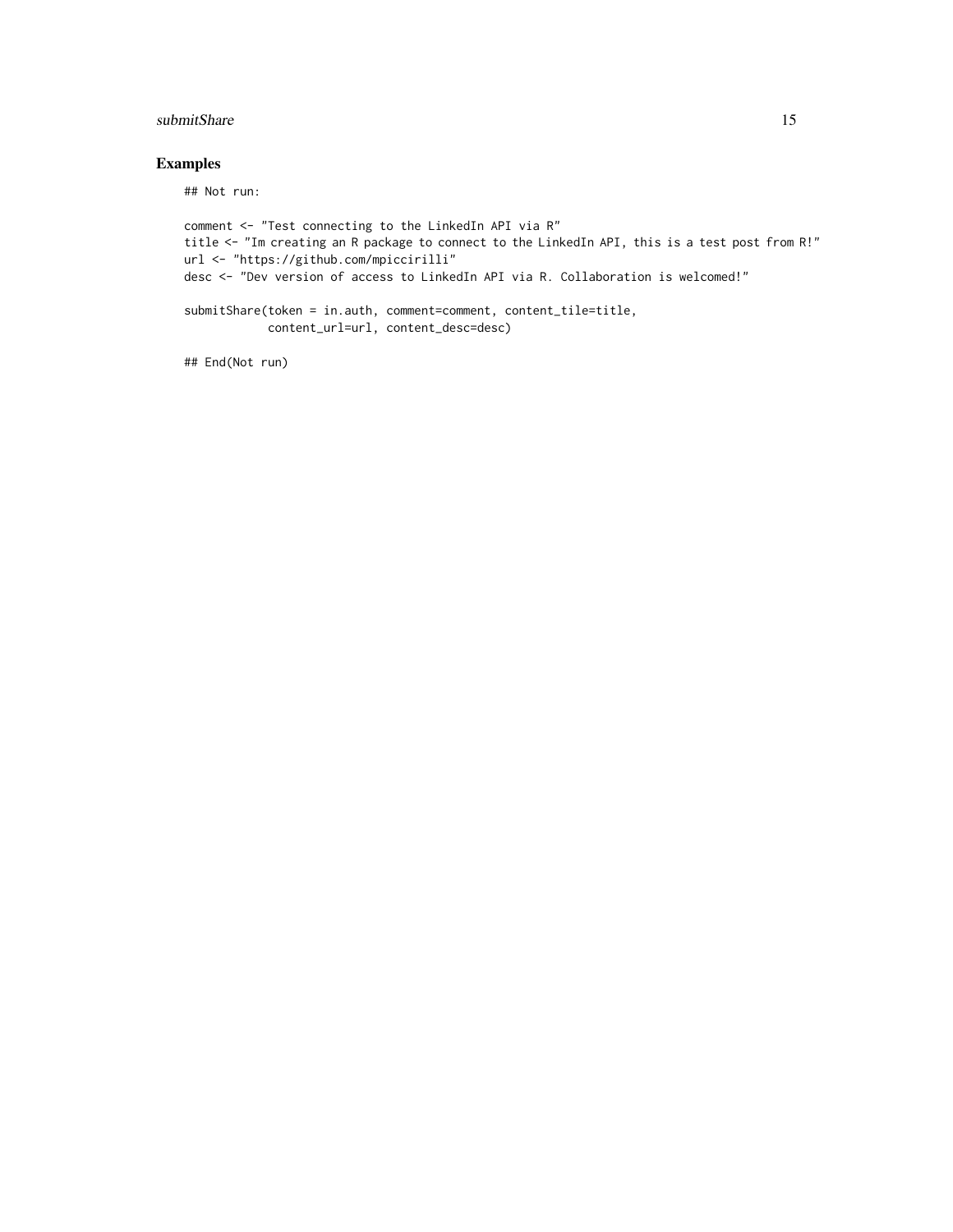## Examples

```
## Not run:

comment <- "Test connecting to the LinkedIn API via R"
title <- "Im creating an R package to connect to the LinkedIn API, this is a test post from R!"
url <- "https://github.com/mpiccirilli"
desc <- "Dev version of access to LinkedIn API via R. Collaboration is welcomed!"

submitShare(token = in.auth, comment=comment, content_tile=title,
            content_url=url, content_desc=desc)

## End(Not run)
```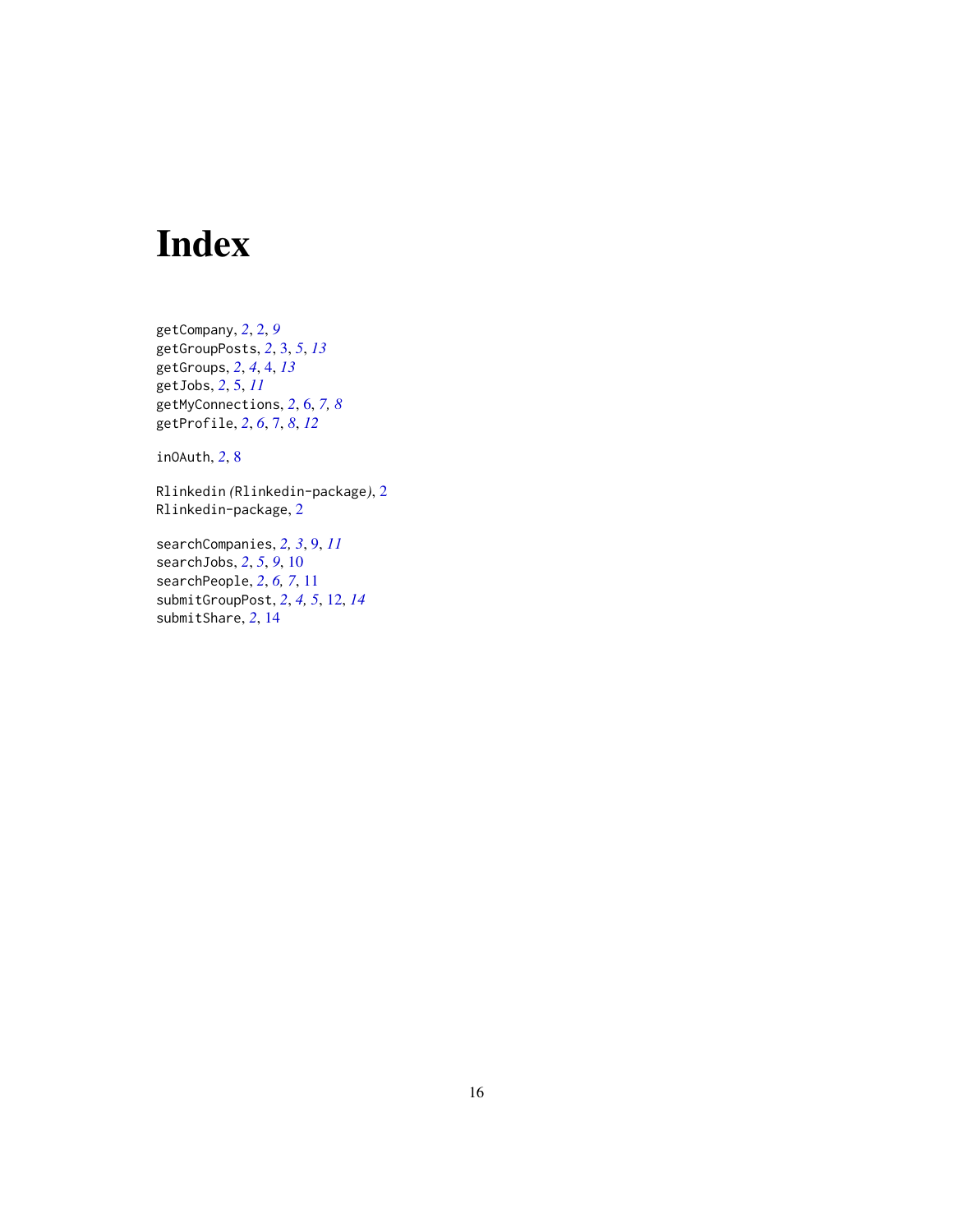# Index

getCompany, *2*, 2, *9*
getGroupPosts, *2*, 3, *5*, *13*
getGroups, *2*, *4*, 4, *13*
getJobs, *2*, 5, *11*
getMyConnections, *2*, 6, *7, 8*
getProfile, *2*, *6*, 7, *8*, *12*

inOAuth, *2*, 8

Rlinkedin *(*Rlinkedin-package*)*, 2
Rlinkedin-package, 2

searchCompanies, *2, 3*, 9, *11*
searchJobs, *2*, *5*, *9*, 10
searchPeople, *2*, *6, 7*, 11
submitGroupPost, *2*, *4, 5*, 12, *14*
submitShare, *2*, 14